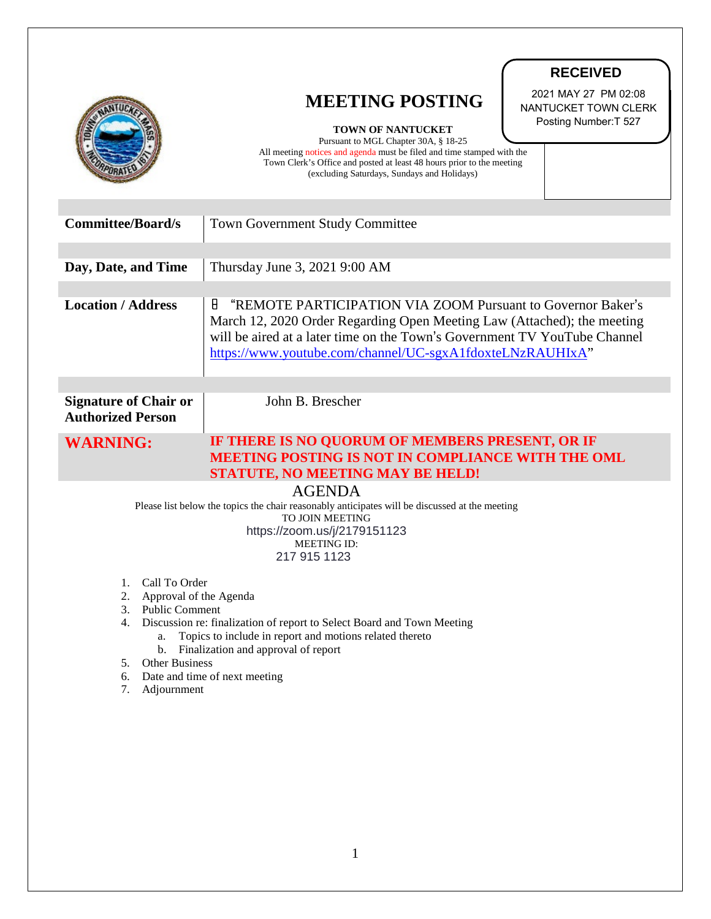**RECEIVED**

2021 MAY 27 PM 02:08
NANTUCKET TOWN CLERK
Posting Number:T 527

# MEETING POSTING

**TOWN OF NANTUCKET**

Pursuant to MGL Chapter 30A, § 18-25
All meeting notices and agenda must be filed and time stamped with the Town Clerk's Office and posted at least 48 hours prior to the meeting (excluding Saturdays, Sundays and Holidays)

| | |
|---|---|
| **Committee/Board/s** | Town Government Study Committee |
| **Day, Date, and Time** | Thursday June 3, 2021 9:00 AM |
| **Location / Address** | "REMOTE PARTICIPATION VIA ZOOM Pursuant to Governor Baker's March 12, 2020 Order Regarding Open Meeting Law (Attached); the meeting will be aired at a later time on the Town's Government TV YouTube Channel https://www.youtube.com/channel/UC-sgxA1fdoxteLNzRAUHIxA" |
| **Signature of Chair or Authorized Person** | John B. Brescher |
| **WARNING:** | **IF THERE IS NO QUORUM OF MEMBERS PRESENT, OR IF MEETING POSTING IS NOT IN COMPLIANCE WITH THE OML STATUTE, NO MEETING MAY BE HELD!** |

## AGENDA

Please list below the topics the chair reasonably anticipates will be discussed at the meeting

TO JOIN MEETING
https://zoom.us/j/2179151123
MEETING ID:
217 915 1123

1. Call To Order
2. Approval of the Agenda
3. Public Comment
4. Discussion re: finalization of report to Select Board and Town Meeting
   a. Topics to include in report and motions related thereto
   b. Finalization and approval of report
5. Other Business
6. Date and time of next meeting
7. Adjournment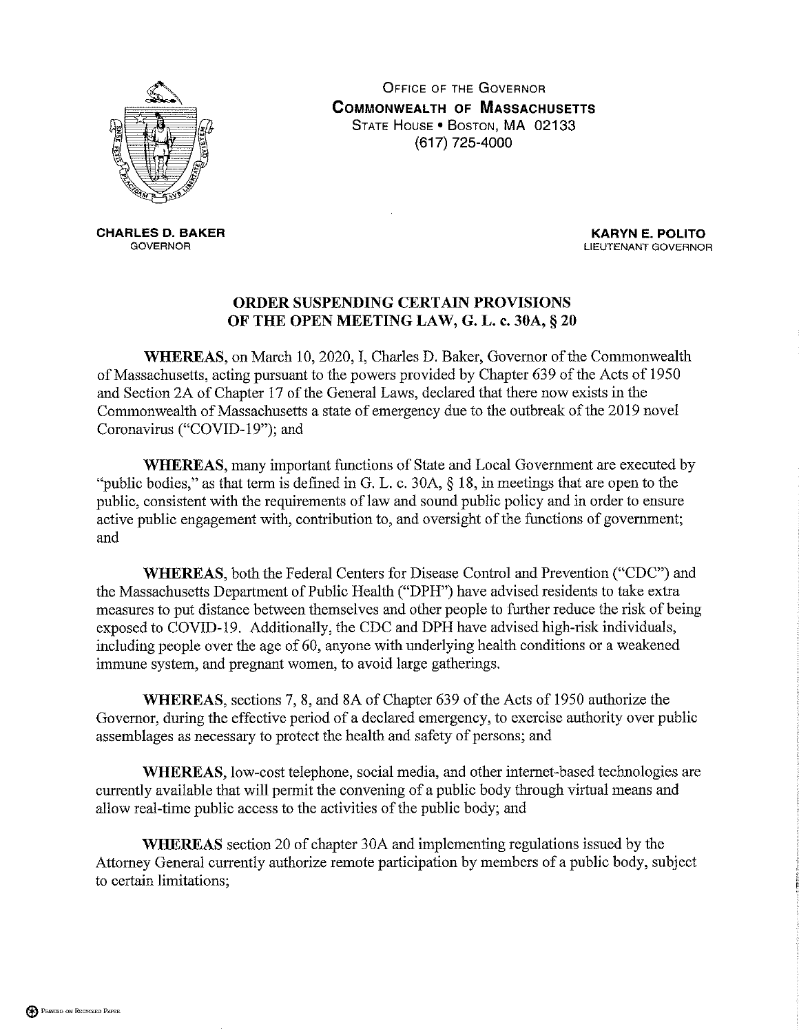OFFICE OF THE GOVERNOR
**COMMONWEALTH OF MASSACHUSETTS**
STATE HOUSE • BOSTON, MA 02133
(617) 725-4000

**CHARLES D. BAKER**
GOVERNOR

**KARYN E. POLITO**
LIEUTENANT GOVERNOR

## ORDER SUSPENDING CERTAIN PROVISIONS OF THE OPEN MEETING LAW, G. L. c. 30A, § 20

**WHEREAS**, on March 10, 2020, I, Charles D. Baker, Governor of the Commonwealth of Massachusetts, acting pursuant to the powers provided by Chapter 639 of the Acts of 1950 and Section 2A of Chapter 17 of the General Laws, declared that there now exists in the Commonwealth of Massachusetts a state of emergency due to the outbreak of the 2019 novel Coronavirus ("COVID-19"); and

**WHEREAS**, many important functions of State and Local Government are executed by "public bodies," as that term is defined in G. L. c. 30A, § 18, in meetings that are open to the public, consistent with the requirements of law and sound public policy and in order to ensure active public engagement with, contribution to, and oversight of the functions of government; and

**WHEREAS**, both the Federal Centers for Disease Control and Prevention ("CDC") and the Massachusetts Department of Public Health ("DPH") have advised residents to take extra measures to put distance between themselves and other people to further reduce the risk of being exposed to COVID-19. Additionally, the CDC and DPH have advised high-risk individuals, including people over the age of 60, anyone with underlying health conditions or a weakened immune system, and pregnant women, to avoid large gatherings.

**WHEREAS**, sections 7, 8, and 8A of Chapter 639 of the Acts of 1950 authorize the Governor, during the effective period of a declared emergency, to exercise authority over public assemblages as necessary to protect the health and safety of persons; and

**WHEREAS**, low-cost telephone, social media, and other internet-based technologies are currently available that will permit the convening of a public body through virtual means and allow real-time public access to the activities of the public body; and

**WHEREAS** section 20 of chapter 30A and implementing regulations issued by the Attorney General currently authorize remote participation by members of a public body, subject to certain limitations;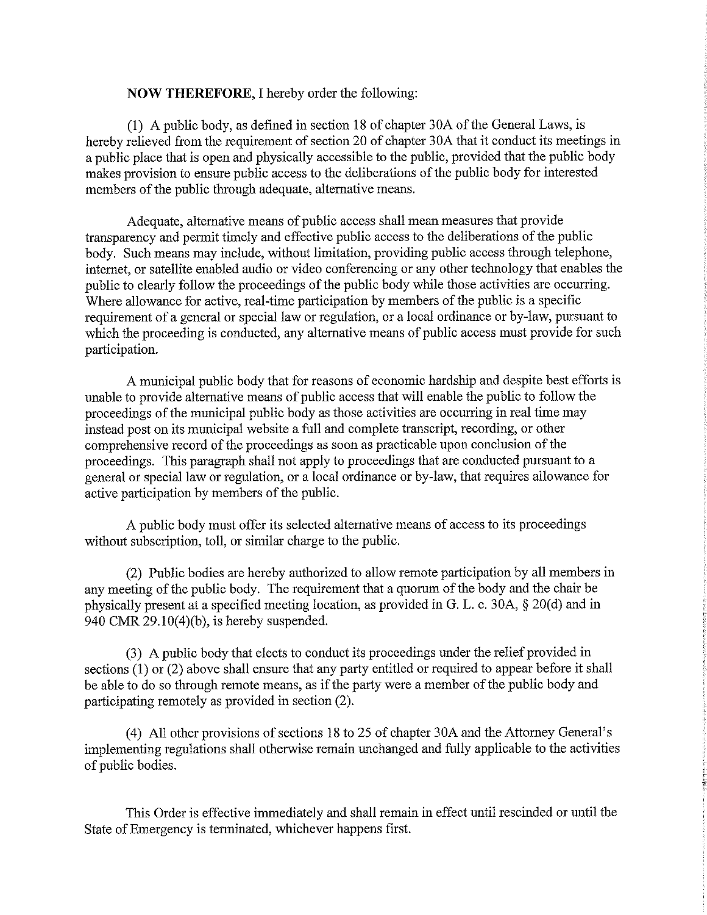**NOW THEREFORE**, I hereby order the following:

(1) A public body, as defined in section 18 of chapter 30A of the General Laws, is hereby relieved from the requirement of section 20 of chapter 30A that it conduct its meetings in a public place that is open and physically accessible to the public, provided that the public body makes provision to ensure public access to the deliberations of the public body for interested members of the public through adequate, alternative means.

Adequate, alternative means of public access shall mean measures that provide transparency and permit timely and effective public access to the deliberations of the public body. Such means may include, without limitation, providing public access through telephone, internet, or satellite enabled audio or video conferencing or any other technology that enables the public to clearly follow the proceedings of the public body while those activities are occurring. Where allowance for active, real-time participation by members of the public is a specific requirement of a general or special law or regulation, or a local ordinance or by-law, pursuant to which the proceeding is conducted, any alternative means of public access must provide for such participation.

A municipal public body that for reasons of economic hardship and despite best efforts is unable to provide alternative means of public access that will enable the public to follow the proceedings of the municipal public body as those activities are occurring in real time may instead post on its municipal website a full and complete transcript, recording, or other comprehensive record of the proceedings as soon as practicable upon conclusion of the proceedings. This paragraph shall not apply to proceedings that are conducted pursuant to a general or special law or regulation, or a local ordinance or by-law, that requires allowance for active participation by members of the public.

A public body must offer its selected alternative means of access to its proceedings without subscription, toll, or similar charge to the public.

(2) Public bodies are hereby authorized to allow remote participation by all members in any meeting of the public body. The requirement that a quorum of the body and the chair be physically present at a specified meeting location, as provided in G. L. c. 30A, § 20(d) and in 940 CMR 29.10(4)(b), is hereby suspended.

(3) A public body that elects to conduct its proceedings under the relief provided in sections (1) or (2) above shall ensure that any party entitled or required to appear before it shall be able to do so through remote means, as if the party were a member of the public body and participating remotely as provided in section (2).

(4) All other provisions of sections 18 to 25 of chapter 30A and the Attorney General's implementing regulations shall otherwise remain unchanged and fully applicable to the activities of public bodies.

This Order is effective immediately and shall remain in effect until rescinded or until the State of Emergency is terminated, whichever happens first.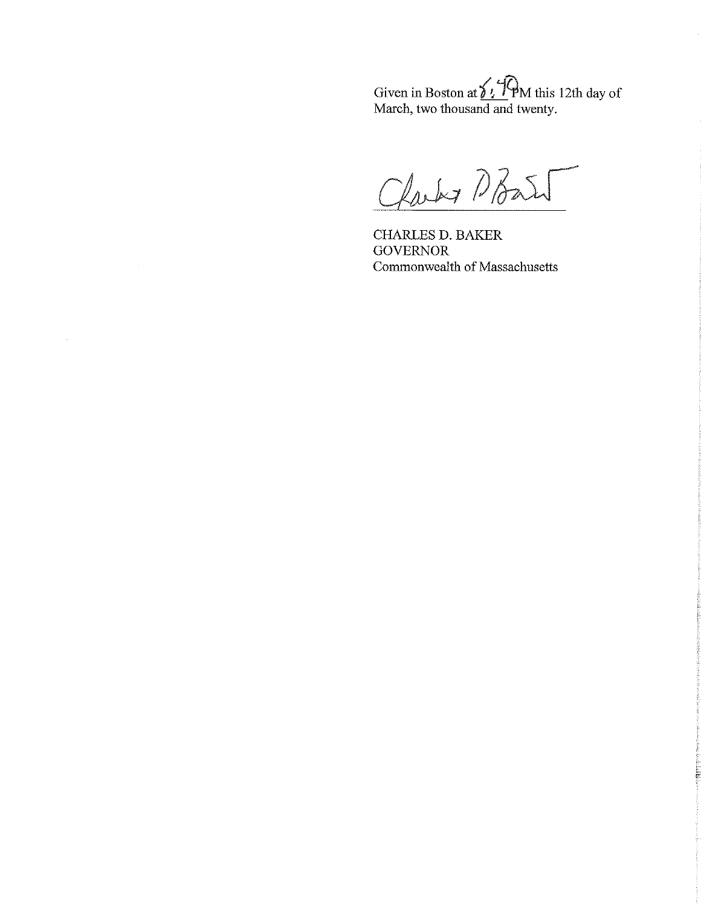Given in Boston at 5:40 PM this 12th day of March, two thousand and twenty.

Charles D Baker

CHARLES D. BAKER
GOVERNOR
Commonwealth of Massachusetts